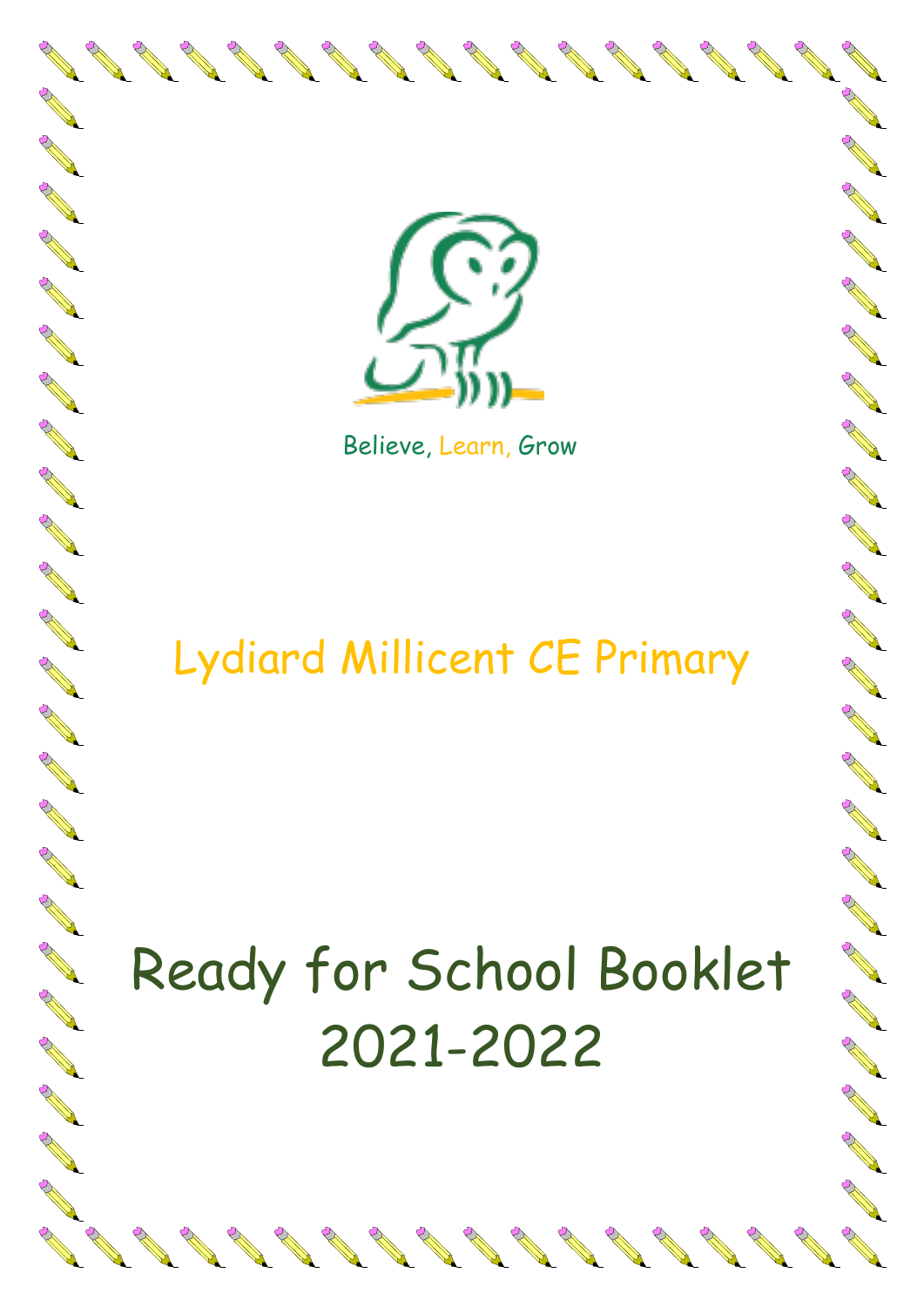Believe, Learn, Grow

# Lydiard Millicent CE Primary

# Ready for School Booklet 2021-2022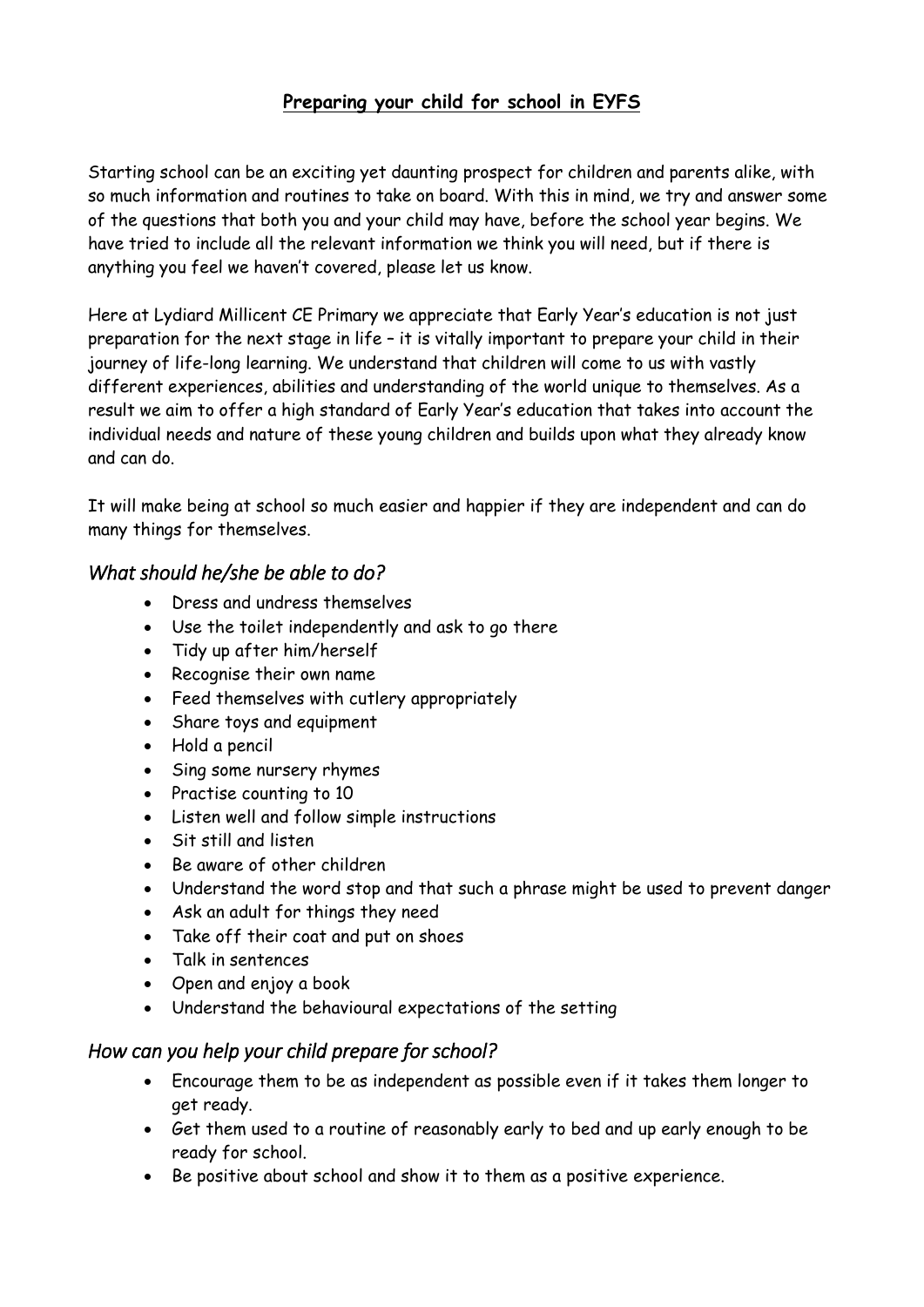# **Preparing your child for school in EYFS**

Starting school can be an exciting yet daunting prospect for children and parents alike, with so much information and routines to take on board. With this in mind, we try and answer some of the questions that both you and your child may have, before the school year begins. We have tried to include all the relevant information we think you will need, but if there is anything you feel we haven't covered, please let us know.

Here at Lydiard Millicent CE Primary we appreciate that Early Year's education is not just preparation for the next stage in life – it is vitally important to prepare your child in their journey of life-long learning. We understand that children will come to us with vastly different experiences, abilities and understanding of the world unique to themselves. As a result we aim to offer a high standard of Early Year's education that takes into account the individual needs and nature of these young children and builds upon what they already know and can do.

It will make being at school so much easier and happier if they are independent and can do many things for themselves.

## *What should he/she be able to do?*

- Dress and undress themselves
- Use the toilet independently and ask to go there
- Tidy up after him/herself
- Recognise their own name
- Feed themselves with cutlery appropriately
- Share toys and equipment
- Hold a pencil
- Sing some nursery rhymes
- Practise counting to 10
- Listen well and follow simple instructions
- Sit still and listen
- Be aware of other children
- Understand the word stop and that such a phrase might be used to prevent danger
- Ask an adult for things they need
- Take off their coat and put on shoes
- Talk in sentences
- Open and enjoy a book
- Understand the behavioural expectations of the setting

## *How can you help your child prepare for school?*

- Encourage them to be as independent as possible even if it takes them longer to get ready.
- Get them used to a routine of reasonably early to bed and up early enough to be ready for school.
- Be positive about school and show it to them as a positive experience.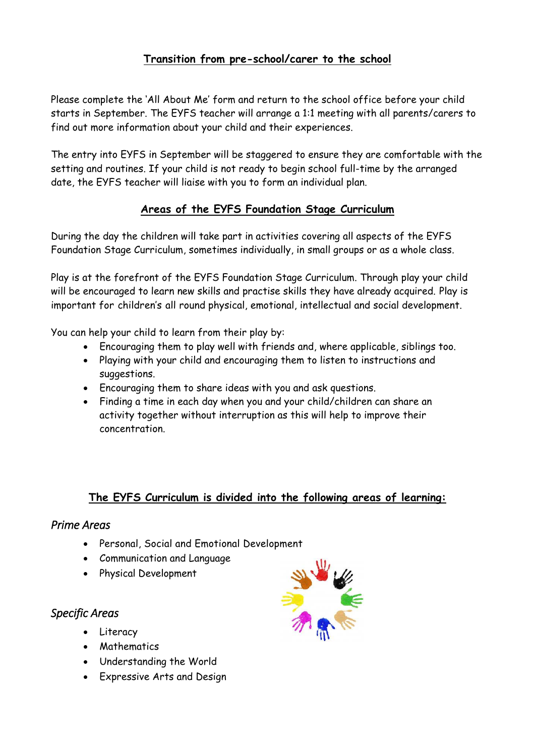## Transition from pre-school/carer to the school

Please complete the 'All About Me' form and return to the school office before your child starts in September. The EYFS teacher will arrange a 1:1 meeting with all parents/carers to find out more information about your child and their experiences.

The entry into EYFS in September will be staggered to ensure they are comfortable with the setting and routines. If your child is not ready to begin school full-time by the arranged date, the EYFS teacher will liaise with you to form an individual plan.

## Areas of the EYFS Foundation Stage Curriculum

During the day the children will take part in activities covering all aspects of the EYFS Foundation Stage Curriculum, sometimes individually, in small groups or as a whole class.

Play is at the forefront of the EYFS Foundation Stage Curriculum. Through play your child will be encouraged to learn new skills and practise skills they have already acquired. Play is important for children's all round physical, emotional, intellectual and social development.

You can help your child to learn from their play by:

- Encouraging them to play well with friends and, where applicable, siblings too.
- Playing with your child and encouraging them to listen to instructions and suggestions.
- Encouraging them to share ideas with you and ask questions.
- Finding a time in each day when you and your child/children can share an activity together without interruption as this will help to improve their concentration.

## The EYFS Curriculum is divided into the following areas of learning:

*Prime Areas*

- Personal, Social and Emotional Development
- Communication and Language
- Physical Development

*Specific Areas*

- Literacy
- Mathematics
- Understanding the World
- Expressive Arts and Design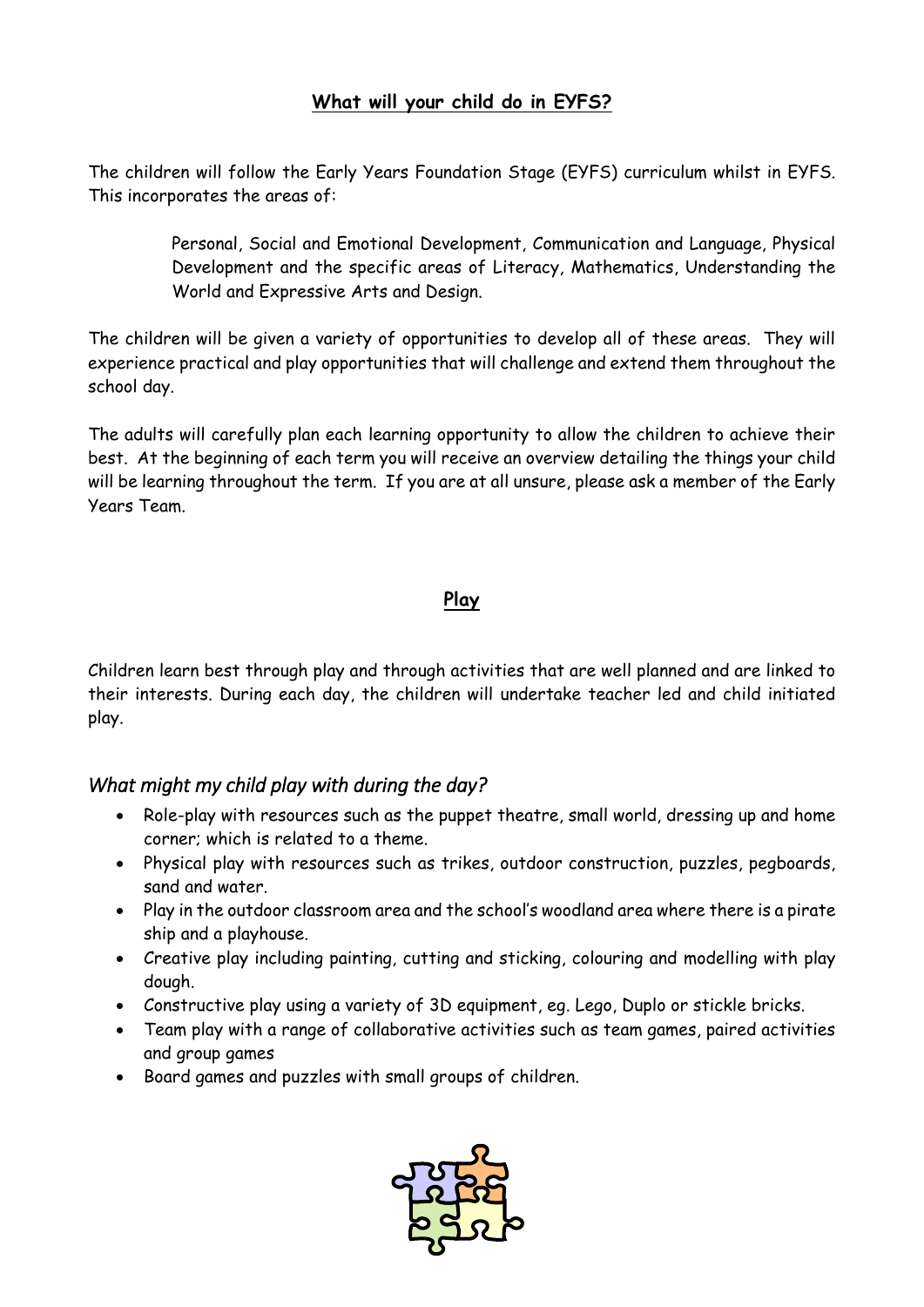## **What will your child do in EYFS?**

The children will follow the Early Years Foundation Stage (EYFS) curriculum whilst in EYFS. This incorporates the areas of:

> Personal, Social and Emotional Development, Communication and Language, Physical Development and the specific areas of Literacy, Mathematics, Understanding the World and Expressive Arts and Design.

The children will be given a variety of opportunities to develop all of these areas. They will experience practical and play opportunities that will challenge and extend them throughout the school day.

The adults will carefully plan each learning opportunity to allow the children to achieve their best. At the beginning of each term you will receive an overview detailing the things your child will be learning throughout the term. If you are at all unsure, please ask a member of the Early Years Team.

## **Play**

Children learn best through play and through activities that are well planned and are linked to their interests. During each day, the children will undertake teacher led and child initiated play.

### *What might my child play with during the day?*

- Role-play with resources such as the puppet theatre, small world, dressing up and home corner; which is related to a theme.
- Physical play with resources such as trikes, outdoor construction, puzzles, pegboards, sand and water.
- Play in the outdoor classroom area and the school's woodland area where there is a pirate ship and a playhouse.
- Creative play including painting, cutting and sticking, colouring and modelling with play dough.
- Constructive play using a variety of 3D equipment, eg. Lego, Duplo or stickle bricks.
- Team play with a range of collaborative activities such as team games, paired activities and group games
- Board games and puzzles with small groups of children.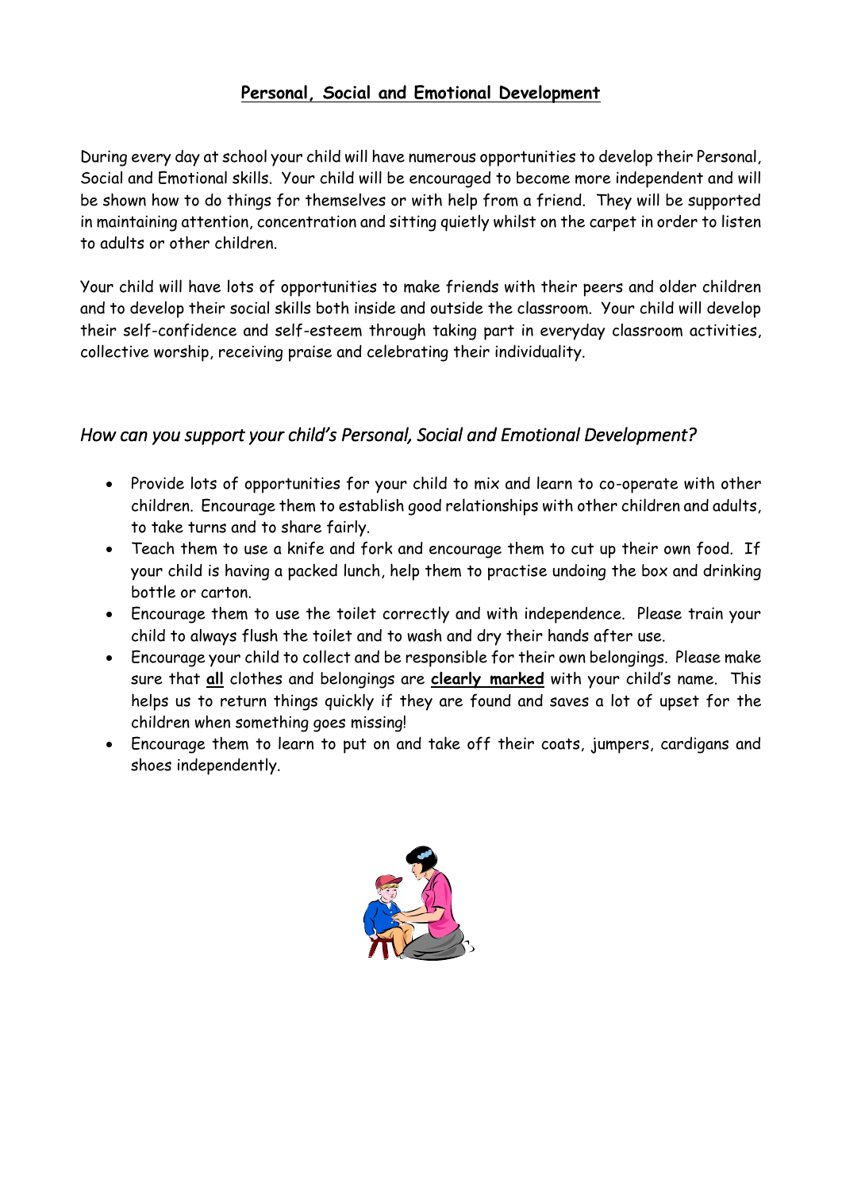## Personal, Social and Emotional Development

During every day at school your child will have numerous opportunities to develop their Personal, Social and Emotional skills. Your child will be encouraged to become more independent and will be shown how to do things for themselves or with help from a friend. They will be supported in maintaining attention, concentration and sitting quietly whilst on the carpet in order to listen to adults or other children.

Your child will have lots of opportunities to make friends with their peers and older children and to develop their social skills both inside and outside the classroom. Your child will develop their self-confidence and self-esteem through taking part in everyday classroom activities, collective worship, receiving praise and celebrating their individuality.

### *How can you support your child's Personal, Social and Emotional Development?*

- Provide lots of opportunities for your child to mix and learn to co-operate with other children. Encourage them to establish good relationships with other children and adults, to take turns and to share fairly.
- Teach them to use a knife and fork and encourage them to cut up their own food. If your child is having a packed lunch, help them to practise undoing the box and drinking bottle or carton.
- Encourage them to use the toilet correctly and with independence. Please train your child to always flush the toilet and to wash and dry their hands after use.
- Encourage your child to collect and be responsible for their own belongings. Please make sure that **all** clothes and belongings are **clearly marked** with your child's name. This helps us to return things quickly if they are found and saves a lot of upset for the children when something goes missing!
- Encourage them to learn to put on and take off their coats, jumpers, cardigans and shoes independently.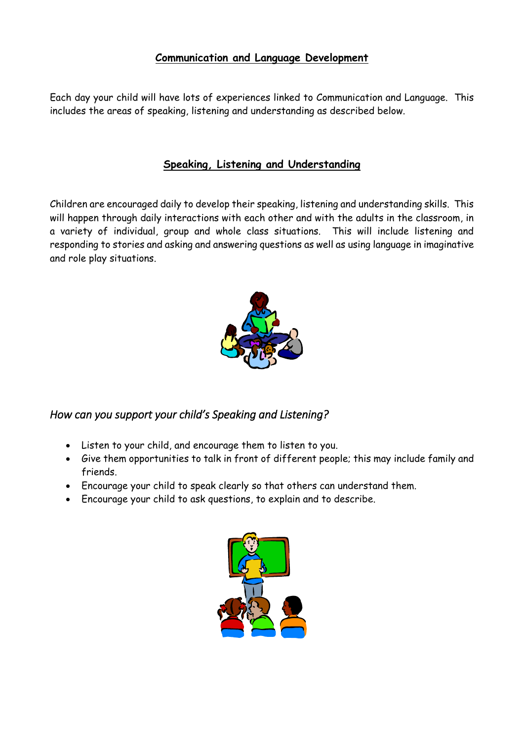## Communication and Language Development

Each day your child will have lots of experiences linked to Communication and Language. This includes the areas of speaking, listening and understanding as described below.

## Speaking, Listening and Understanding

Children are encouraged daily to develop their speaking, listening and understanding skills. This will happen through daily interactions with each other and with the adults in the classroom, in a variety of individual, group and whole class situations. This will include listening and responding to stories and asking and answering questions as well as using language in imaginative and role play situations.

### *How can you support your child's Speaking and Listening?*

- Listen to your child, and encourage them to listen to you.
- Give them opportunities to talk in front of different people; this may include family and friends.
- Encourage your child to speak clearly so that others can understand them.
- Encourage your child to ask questions, to explain and to describe.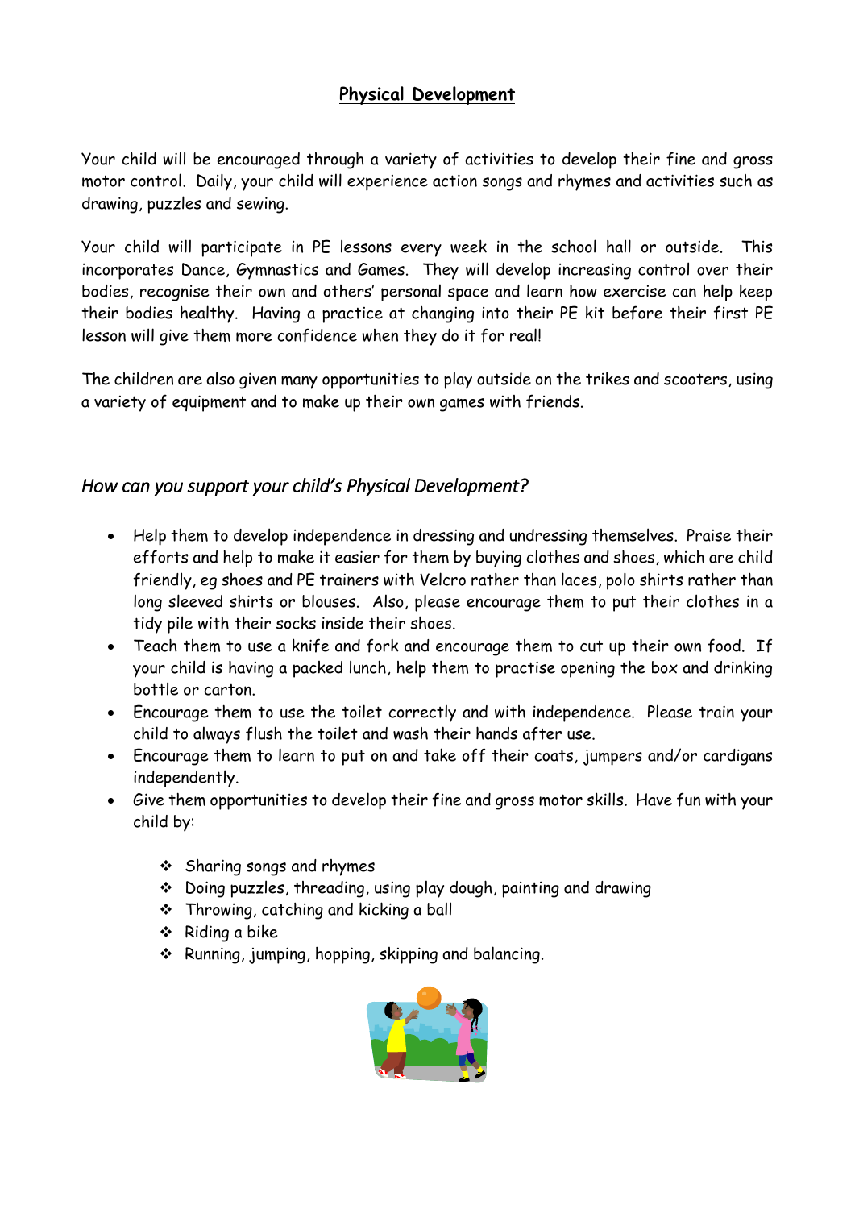## Physical Development

Your child will be encouraged through a variety of activities to develop their fine and gross motor control. Daily, your child will experience action songs and rhymes and activities such as drawing, puzzles and sewing.

Your child will participate in PE lessons every week in the school hall or outside. This incorporates Dance, Gymnastics and Games. They will develop increasing control over their bodies, recognise their own and others' personal space and learn how exercise can help keep their bodies healthy. Having a practice at changing into their PE kit before their first PE lesson will give them more confidence when they do it for real!

The children are also given many opportunities to play outside on the trikes and scooters, using a variety of equipment and to make up their own games with friends.

### *How can you support your child's Physical Development?*

- Help them to develop independence in dressing and undressing themselves. Praise their efforts and help to make it easier for them by buying clothes and shoes, which are child friendly, eg shoes and PE trainers with Velcro rather than laces, polo shirts rather than long sleeved shirts or blouses. Also, please encourage them to put their clothes in a tidy pile with their socks inside their shoes.
- Teach them to use a knife and fork and encourage them to cut up their own food. If your child is having a packed lunch, help them to practise opening the box and drinking bottle or carton.
- Encourage them to use the toilet correctly and with independence. Please train your child to always flush the toilet and wash their hands after use.
- Encourage them to learn to put on and take off their coats, jumpers and/or cardigans independently.
- Give them opportunities to develop their fine and gross motor skills. Have fun with your child by:
  - Sharing songs and rhymes
  - Doing puzzles, threading, using play dough, painting and drawing
  - Throwing, catching and kicking a ball
  - Riding a bike
  - Running, jumping, hopping, skipping and balancing.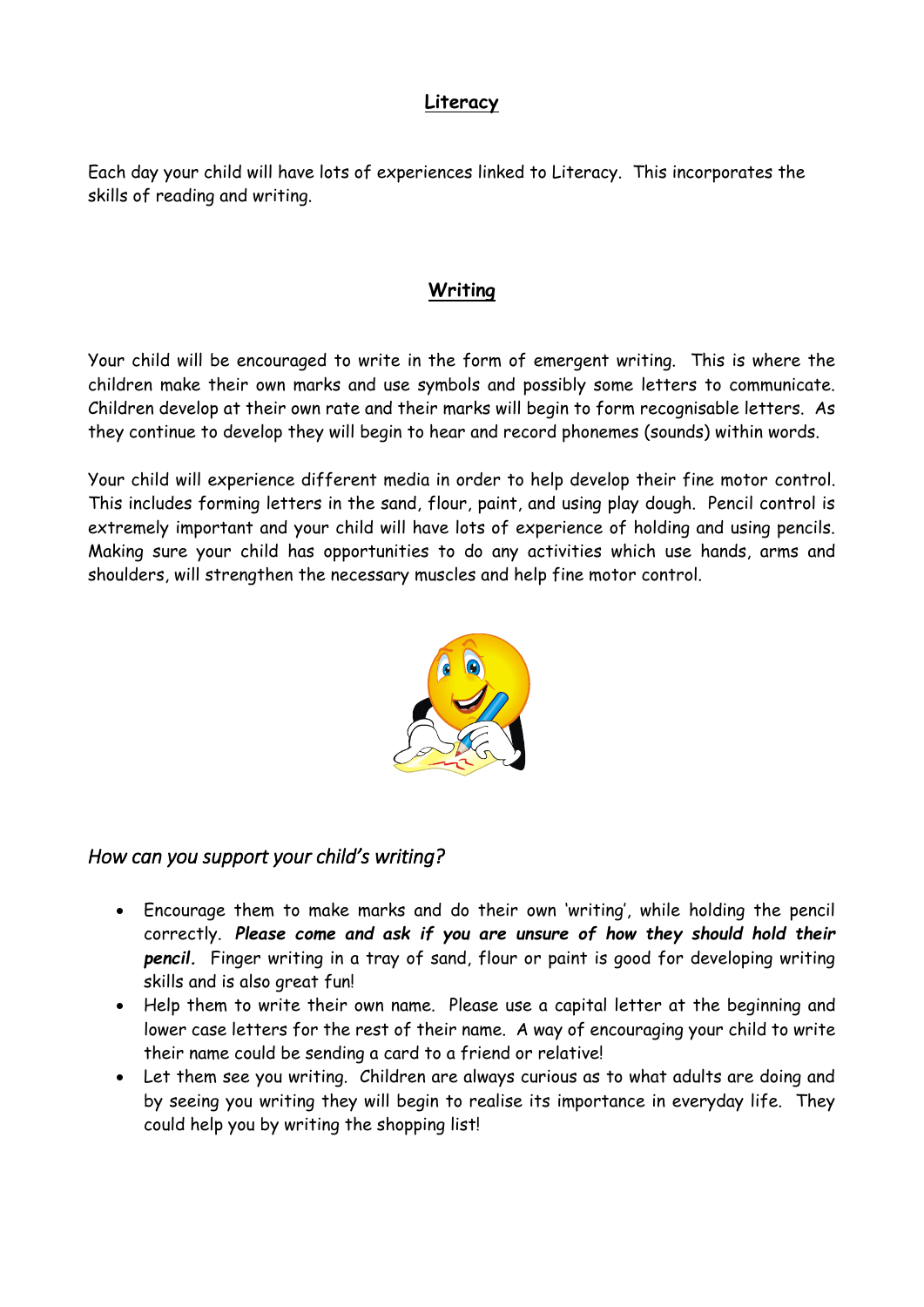## Literacy

Each day your child will have lots of experiences linked to Literacy. This incorporates the skills of reading and writing.

## Writing

Your child will be encouraged to write in the form of emergent writing. This is where the children make their own marks and use symbols and possibly some letters to communicate. Children develop at their own rate and their marks will begin to form recognisable letters. As they continue to develop they will begin to hear and record phonemes (sounds) within words.

Your child will experience different media in order to help develop their fine motor control. This includes forming letters in the sand, flour, paint, and using play dough. Pencil control is extremely important and your child will have lots of experience of holding and using pencils. Making sure your child has opportunities to do any activities which use hands, arms and shoulders, will strengthen the necessary muscles and help fine motor control.

### *How can you support your child's writing?*

- Encourage them to make marks and do their own 'writing', while holding the pencil correctly. ***Please come and ask if you are unsure of how they should hold their pencil.*** Finger writing in a tray of sand, flour or paint is good for developing writing skills and is also great fun!
- Help them to write their own name. Please use a capital letter at the beginning and lower case letters for the rest of their name. A way of encouraging your child to write their name could be sending a card to a friend or relative!
- Let them see you writing. Children are always curious as to what adults are doing and by seeing you writing they will begin to realise its importance in everyday life. They could help you by writing the shopping list!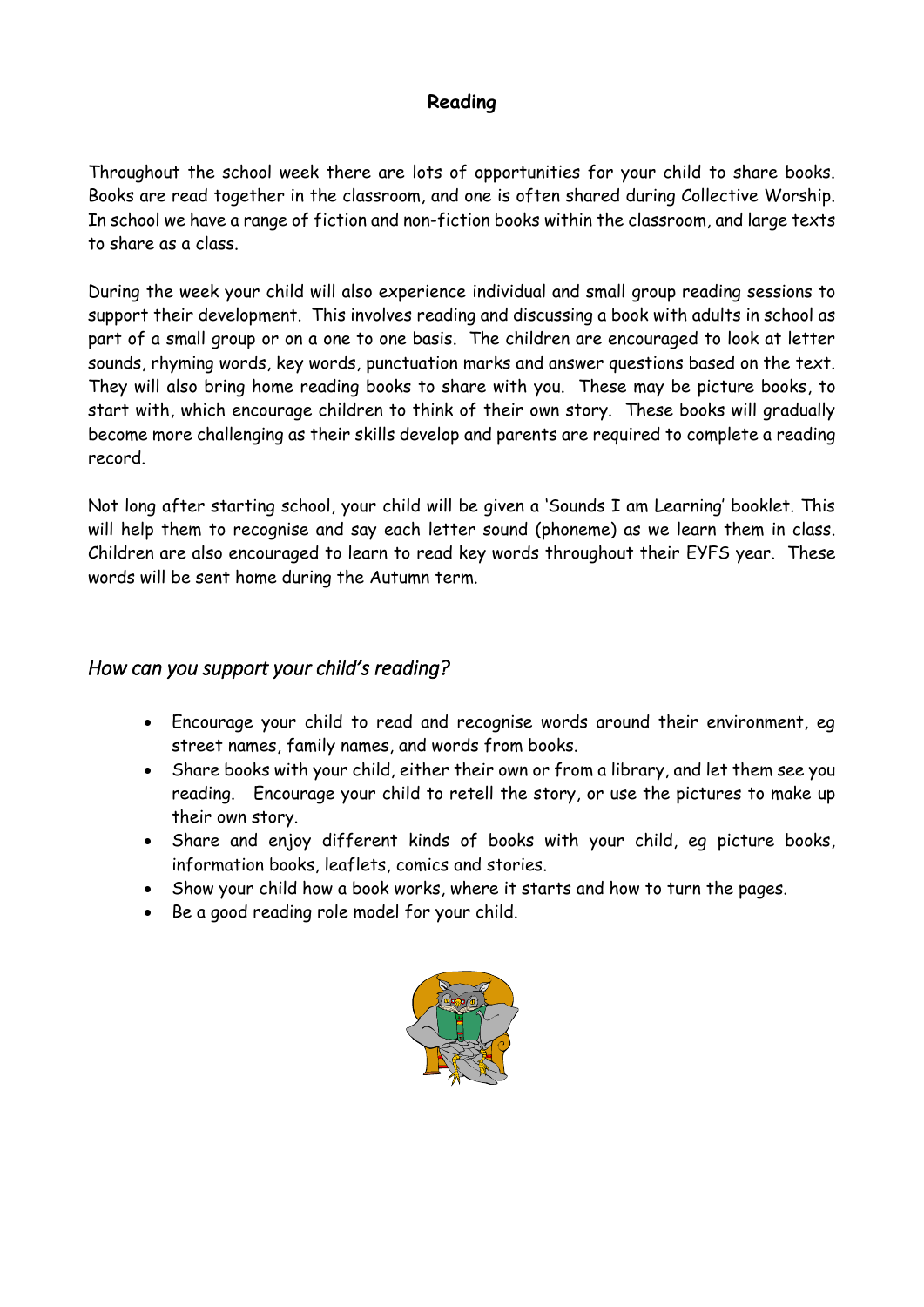## **Reading**

Throughout the school week there are lots of opportunities for your child to share books. Books are read together in the classroom, and one is often shared during Collective Worship. In school we have a range of fiction and non-fiction books within the classroom, and large texts to share as a class.

During the week your child will also experience individual and small group reading sessions to support their development. This involves reading and discussing a book with adults in school as part of a small group or on a one to one basis. The children are encouraged to look at letter sounds, rhyming words, key words, punctuation marks and answer questions based on the text. They will also bring home reading books to share with you. These may be picture books, to start with, which encourage children to think of their own story. These books will gradually become more challenging as their skills develop and parents are required to complete a reading record.

Not long after starting school, your child will be given a 'Sounds I am Learning' booklet. This will help them to recognise and say each letter sound (phoneme) as we learn them in class. Children are also encouraged to learn to read key words throughout their EYFS year. These words will be sent home during the Autumn term.

### *How can you support your child's reading?*

- Encourage your child to read and recognise words around their environment, eg street names, family names, and words from books.
- Share books with your child, either their own or from a library, and let them see you reading. Encourage your child to retell the story, or use the pictures to make up their own story.
- Share and enjoy different kinds of books with your child, eg picture books, information books, leaflets, comics and stories.
- Show your child how a book works, where it starts and how to turn the pages.
- Be a good reading role model for your child.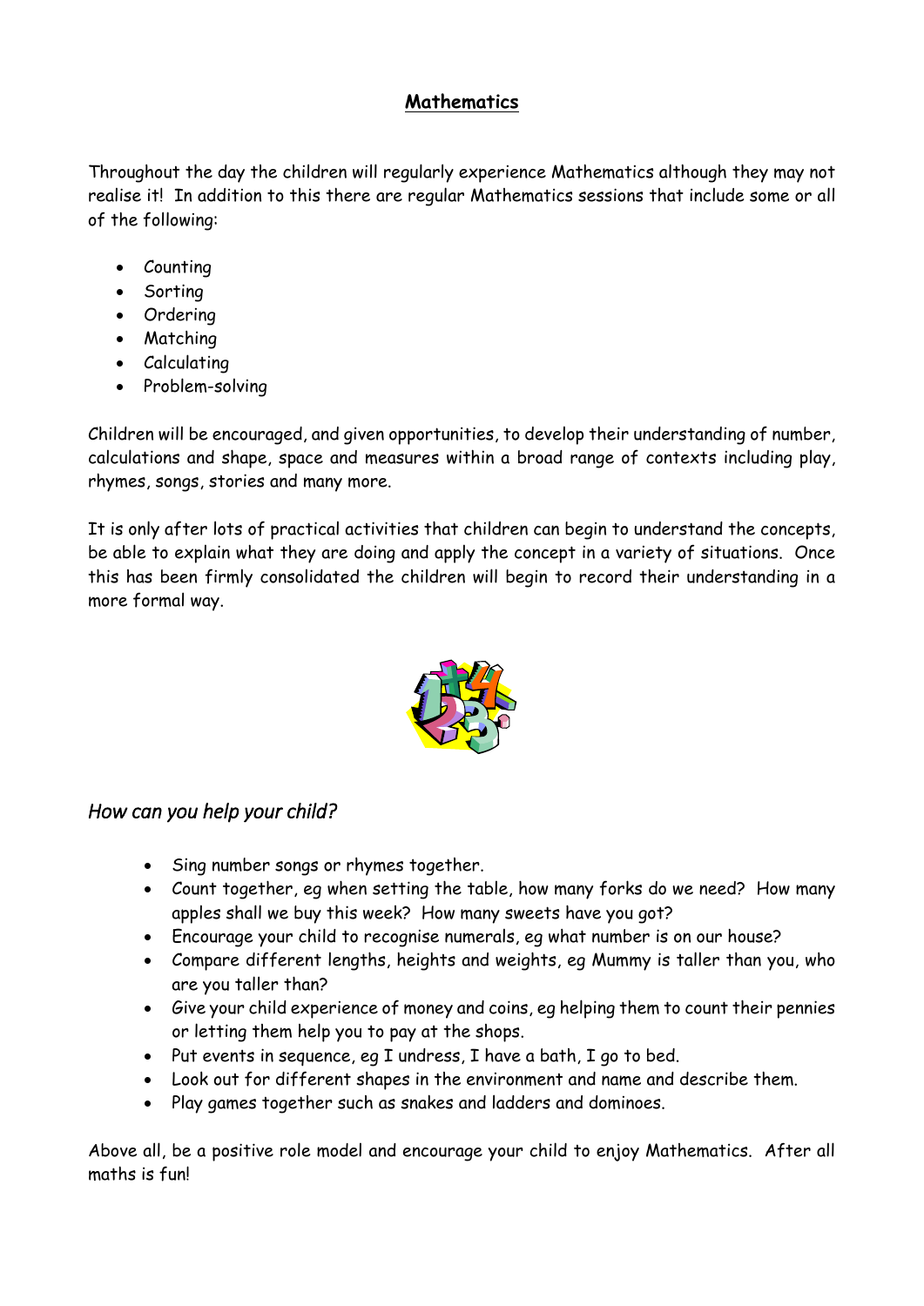## Mathematics

Throughout the day the children will regularly experience Mathematics although they may not realise it! In addition to this there are regular Mathematics sessions that include some or all of the following:

- Counting
- Sorting
- Ordering
- Matching
- Calculating
- Problem-solving

Children will be encouraged, and given opportunities, to develop their understanding of number, calculations and shape, space and measures within a broad range of contexts including play, rhymes, songs, stories and many more.

It is only after lots of practical activities that children can begin to understand the concepts, be able to explain what they are doing and apply the concept in a variety of situations. Once this has been firmly consolidated the children will begin to record their understanding in a more formal way.

### *How can you help your child?*

- Sing number songs or rhymes together.
- Count together, eg when setting the table, how many forks do we need? How many apples shall we buy this week? How many sweets have you got?
- Encourage your child to recognise numerals, eg what number is on our house?
- Compare different lengths, heights and weights, eg Mummy is taller than you, who are you taller than?
- Give your child experience of money and coins, eg helping them to count their pennies or letting them help you to pay at the shops.
- Put events in sequence, eg I undress, I have a bath, I go to bed.
- Look out for different shapes in the environment and name and describe them.
- Play games together such as snakes and ladders and dominoes.

Above all, be a positive role model and encourage your child to enjoy Mathematics. After all maths is fun!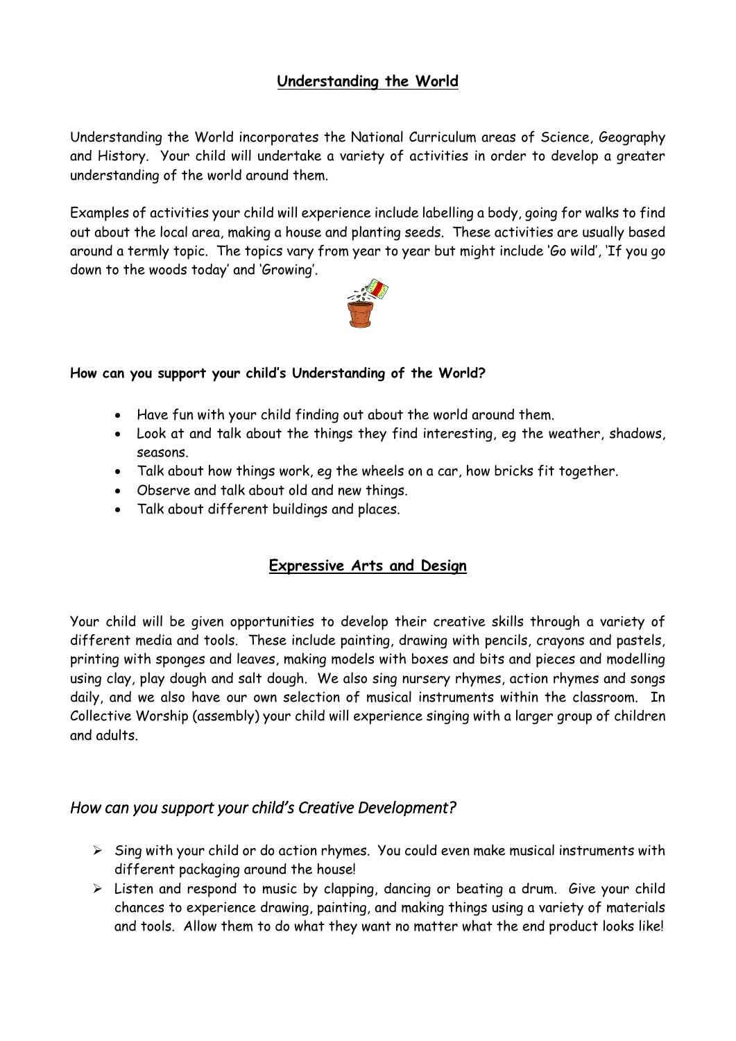## Understanding the World

Understanding the World incorporates the National Curriculum areas of Science, Geography and History. Your child will undertake a variety of activities in order to develop a greater understanding of the world around them.

Examples of activities your child will experience include labelling a body, going for walks to find out about the local area, making a house and planting seeds. These activities are usually based around a termly topic. The topics vary from year to year but might include 'Go wild', 'If you go down to the woods today' and 'Growing'.

**How can you support your child's Understanding of the World?**

- Have fun with your child finding out about the world around them.
- Look at and talk about the things they find interesting, eg the weather, shadows, seasons.
- Talk about how things work, eg the wheels on a car, how bricks fit together.
- Observe and talk about old and new things.
- Talk about different buildings and places.

## Expressive Arts and Design

Your child will be given opportunities to develop their creative skills through a variety of different media and tools. These include painting, drawing with pencils, crayons and pastels, printing with sponges and leaves, making models with boxes and bits and pieces and modelling using clay, play dough and salt dough. We also sing nursery rhymes, action rhymes and songs daily, and we also have our own selection of musical instruments within the classroom. In Collective Worship (assembly) your child will experience singing with a larger group of children and adults.

### *How can you support your child's Creative Development?*

- Sing with your child or do action rhymes. You could even make musical instruments with different packaging around the house!
- Listen and respond to music by clapping, dancing or beating a drum. Give your child chances to experience drawing, painting, and making things using a variety of materials and tools. Allow them to do what they want no matter what the end product looks like!